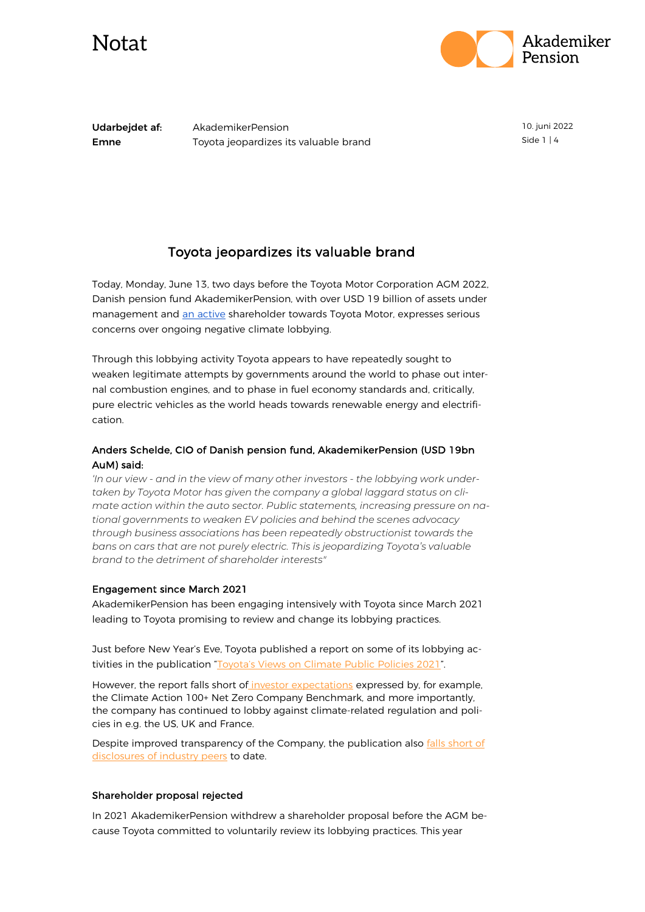# Notat

**Udarbejdet af:** AkademikerPension
**Emne** Toyota jeopardizes its valuable brand

10. juni 2022

## Toyota jeopardizes its valuable brand

Today, Monday, June 13, two days before the Toyota Motor Corporation AGM 2022, Danish pension fund AkademikerPension, with over USD 19 billion of assets under management and an active shareholder towards Toyota Motor, expresses serious concerns over ongoing negative climate lobbying.

Through this lobbying activity Toyota appears to have repeatedly sought to weaken legitimate attempts by governments around the world to phase out internal combustion engines, and to phase in fuel economy standards and, critically, pure electric vehicles as the world heads towards renewable energy and electrification.

### Anders Schelde, CIO of Danish pension fund, AkademikerPension (USD 19bn AuM) said:

*'In our view - and in the view of many other investors - the lobbying work undertaken by Toyota Motor has given the company a global laggard status on climate action within the auto sector. Public statements, increasing pressure on national governments to weaken EV policies and behind the scenes advocacy through business associations has been repeatedly obstructionist towards the bans on cars that are not purely electric. This is jeopardizing Toyota's valuable brand to the detriment of shareholder interests"*

### Engagement since March 2021

AkademikerPension has been engaging intensively with Toyota since March 2021 leading to Toyota promising to review and change its lobbying practices.

Just before New Year's Eve, Toyota published a report on some of its lobbying activities in the publication "Toyota's Views on Climate Public Policies 2021".

However, the report falls short of investor expectations expressed by, for example, the Climate Action 100+ Net Zero Company Benchmark, and more importantly, the company has continued to lobby against climate-related regulation and policies in e.g. the US, UK and France.

Despite improved transparency of the Company, the publication also falls short of disclosures of industry peers to date.

### Shareholder proposal rejected

In 2021 AkademikerPension withdrew a shareholder proposal before the AGM because Toyota committed to voluntarily review its lobbying practices. This year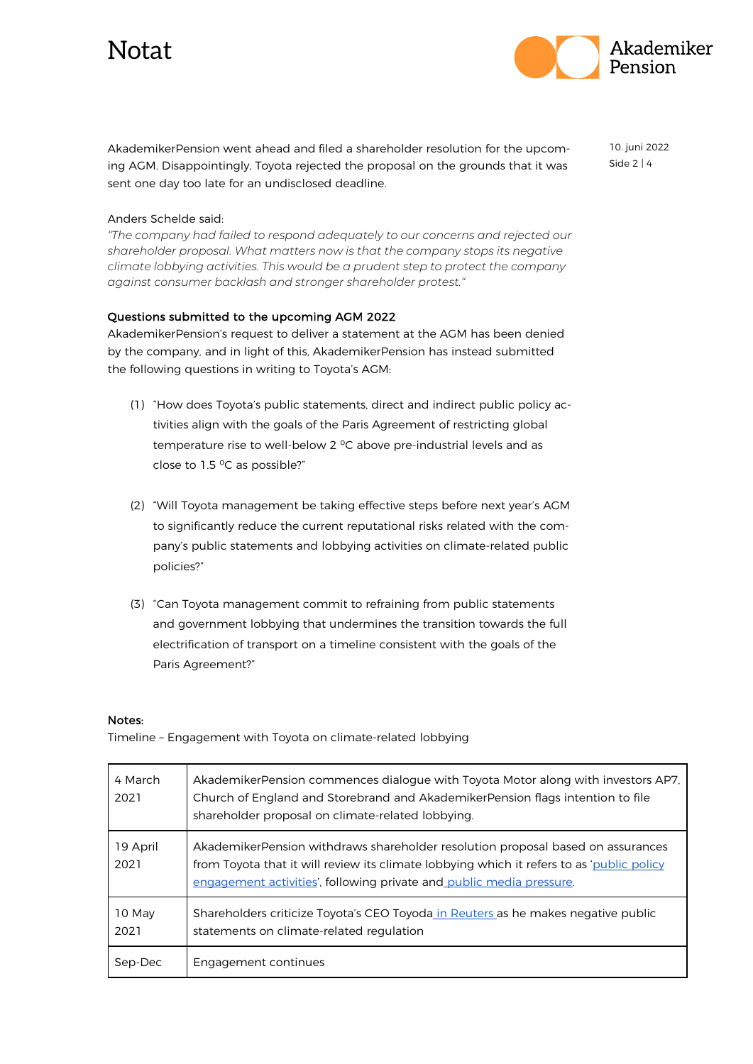AkademikerPension went ahead and filed a shareholder resolution for the upcoming AGM. Disappointingly, Toyota rejected the proposal on the grounds that it was sent one day too late for an undisclosed deadline.

Anders Schelde said:
*"The company had failed to respond adequately to our concerns and rejected our shareholder proposal. What matters now is that the company stops its negative climate lobbying activities. This would be a prudent step to protect the company against consumer backlash and stronger shareholder protest."*

**Questions submitted to the upcoming AGM 2022**
AkademikerPension's request to deliver a statement at the AGM has been denied by the company, and in light of this, AkademikerPension has instead submitted the following questions in writing to Toyota's AGM:

(1) "How does Toyota's public statements, direct and indirect public policy activities align with the goals of the Paris Agreement of restricting global temperature rise to well-below 2 ºC above pre-industrial levels and as close to 1.5 ºC as possible?"

(2) "Will Toyota management be taking effective steps before next year's AGM to significantly reduce the current reputational risks related with the company's public statements and lobbying activities on climate-related public policies?"

(3) "Can Toyota management commit to refraining from public statements and government lobbying that undermines the transition towards the full electrification of transport on a timeline consistent with the goals of the Paris Agreement?"

**Notes:**
Timeline – Engagement with Toyota on climate-related lobbying

| | |
|---|---|
| 4 March 2021 | AkademikerPension commences dialogue with Toyota Motor along with investors AP7, Church of England and Storebrand and AkademikerPension flags intention to file shareholder proposal on climate-related lobbying. |
| 19 April 2021 | AkademikerPension withdraws shareholder resolution proposal based on assurances from Toyota that it will review its climate lobbying which it refers to as 'public policy engagement activities', following private and public media pressure. |
| 10 May 2021 | Shareholders criticize Toyota's CEO Toyoda in Reuters as he makes negative public statements on climate-related regulation |
| Sep-Dec | Engagement continues |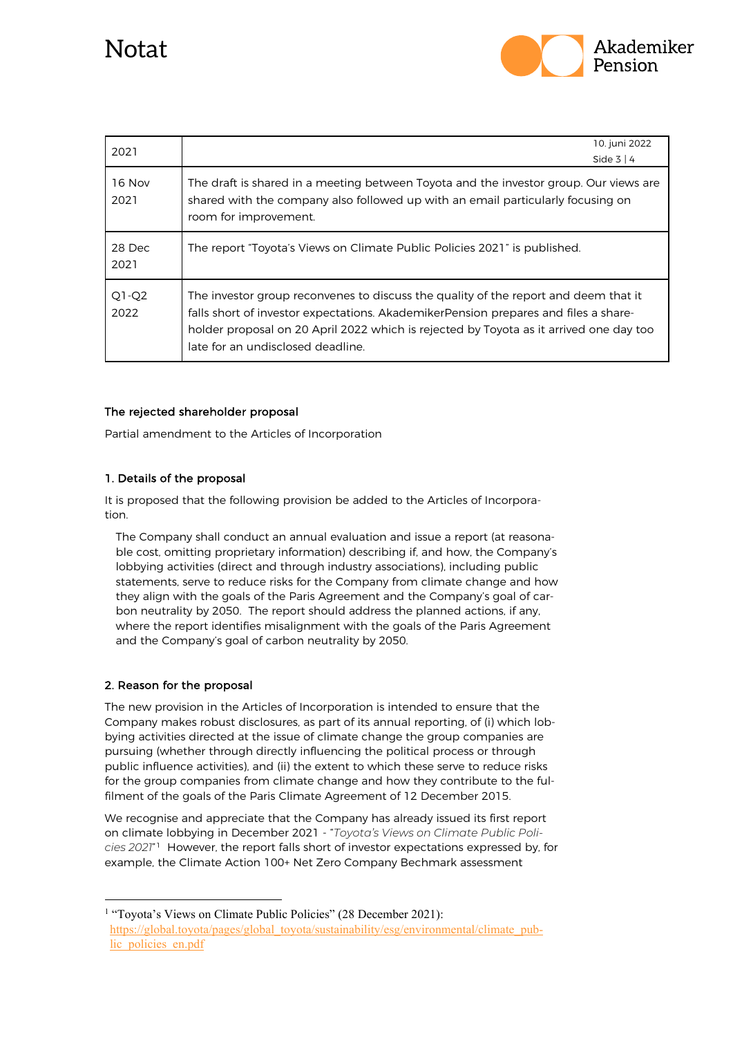| 2021 | |
|---|---|
| 16 Nov 2021 | The draft is shared in a meeting between Toyota and the investor group. Our views are shared with the company also followed up with an email particularly focusing on room for improvement. |
| 28 Dec 2021 | The report "Toyota's Views on Climate Public Policies 2021" is published. |
| Q1-Q2 2022 | The investor group reconvenes to discuss the quality of the report and deem that it falls short of investor expectations. AkademikerPension prepares and files a shareholder proposal on 20 April 2022 which is rejected by Toyota as it arrived one day too late for an undisclosed deadline. |

**The rejected shareholder proposal**

Partial amendment to the Articles of Incorporation

**1. Details of the proposal**

It is proposed that the following provision be added to the Articles of Incorporation.

> The Company shall conduct an annual evaluation and issue a report (at reasonable cost, omitting proprietary information) describing if, and how, the Company's lobbying activities (direct and through industry associations), including public statements, serve to reduce risks for the Company from climate change and how they align with the goals of the Paris Agreement and the Company's goal of carbon neutrality by 2050. The report should address the planned actions, if any, where the report identifies misalignment with the goals of the Paris Agreement and the Company's goal of carbon neutrality by 2050.

**2. Reason for the proposal**

The new provision in the Articles of Incorporation is intended to ensure that the Company makes robust disclosures, as part of its annual reporting, of (i) which lobbying activities directed at the issue of climate change the group companies are pursuing (whether through directly influencing the political process or through public influence activities), and (ii) the extent to which these serve to reduce risks for the group companies from climate change and how they contribute to the fulfilment of the goals of the Paris Climate Agreement of 12 December 2015.

We recognise and appreciate that the Company has already issued its first report on climate lobbying in December 2021 - "*Toyota's Views on Climate Public Policies 2021*"[1] However, the report falls short of investor expectations expressed by, for example, the Climate Action 100+ Net Zero Company Bechmark assessment

[1] "Toyota's Views on Climate Public Policies" (28 December 2021): https://global.toyota/pages/global_toyota/sustainability/esg/environmental/climate_public_policies_en.pdf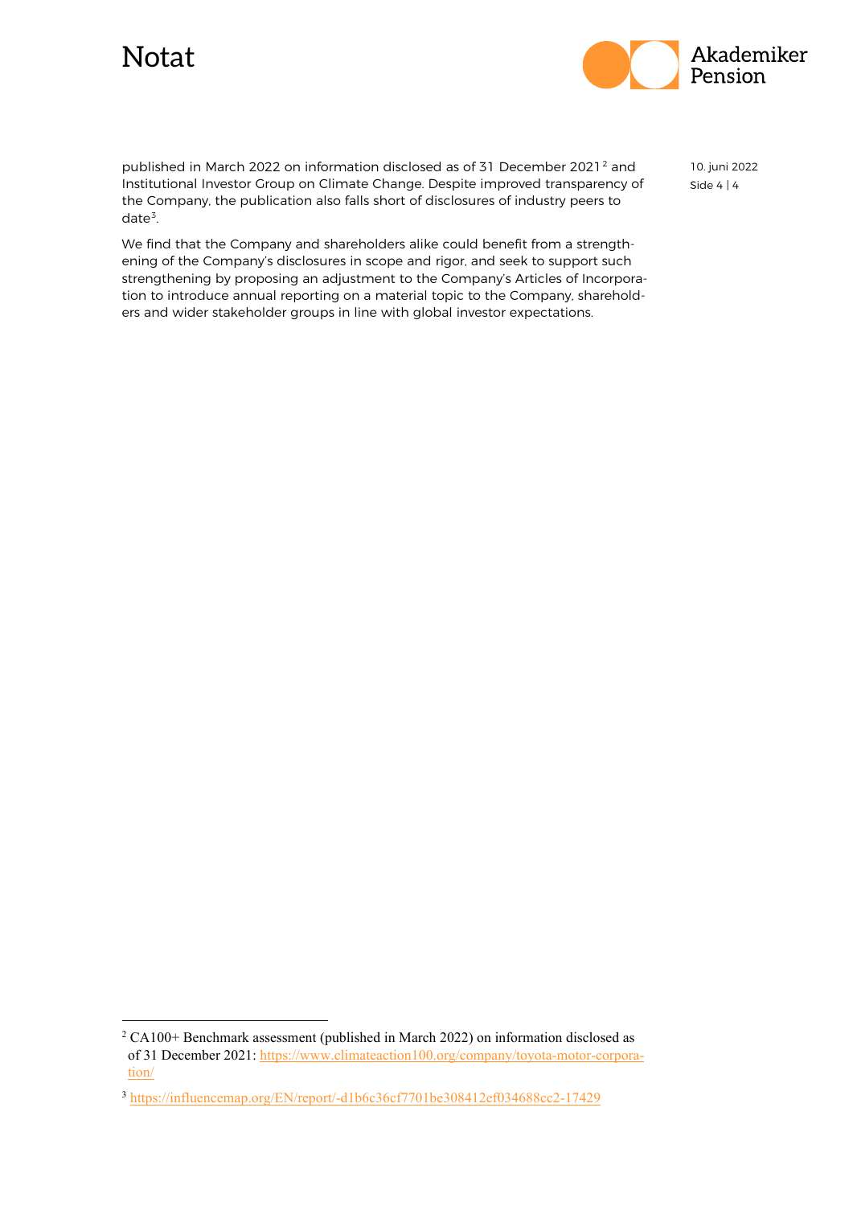published in March 2022 on information disclosed as of 31 December 2021[2] and Institutional Investor Group on Climate Change. Despite improved transparency of the Company, the publication also falls short of disclosures of industry peers to date[3].

We find that the Company and shareholders alike could benefit from a strengthening of the Company's disclosures in scope and rigor, and seek to support such strengthening by proposing an adjustment to the Company's Articles of Incorporation to introduce annual reporting on a material topic to the Company, shareholders and wider stakeholder groups in line with global investor expectations.

---

[2] CA100+ Benchmark assessment (published in March 2022) on information disclosed as of 31 December 2021: https://www.climateaction100.org/company/toyota-motor-corporation/

[3] https://influencemap.org/EN/report/-d1b6c36cf7701be308412ef034688cc2-17429